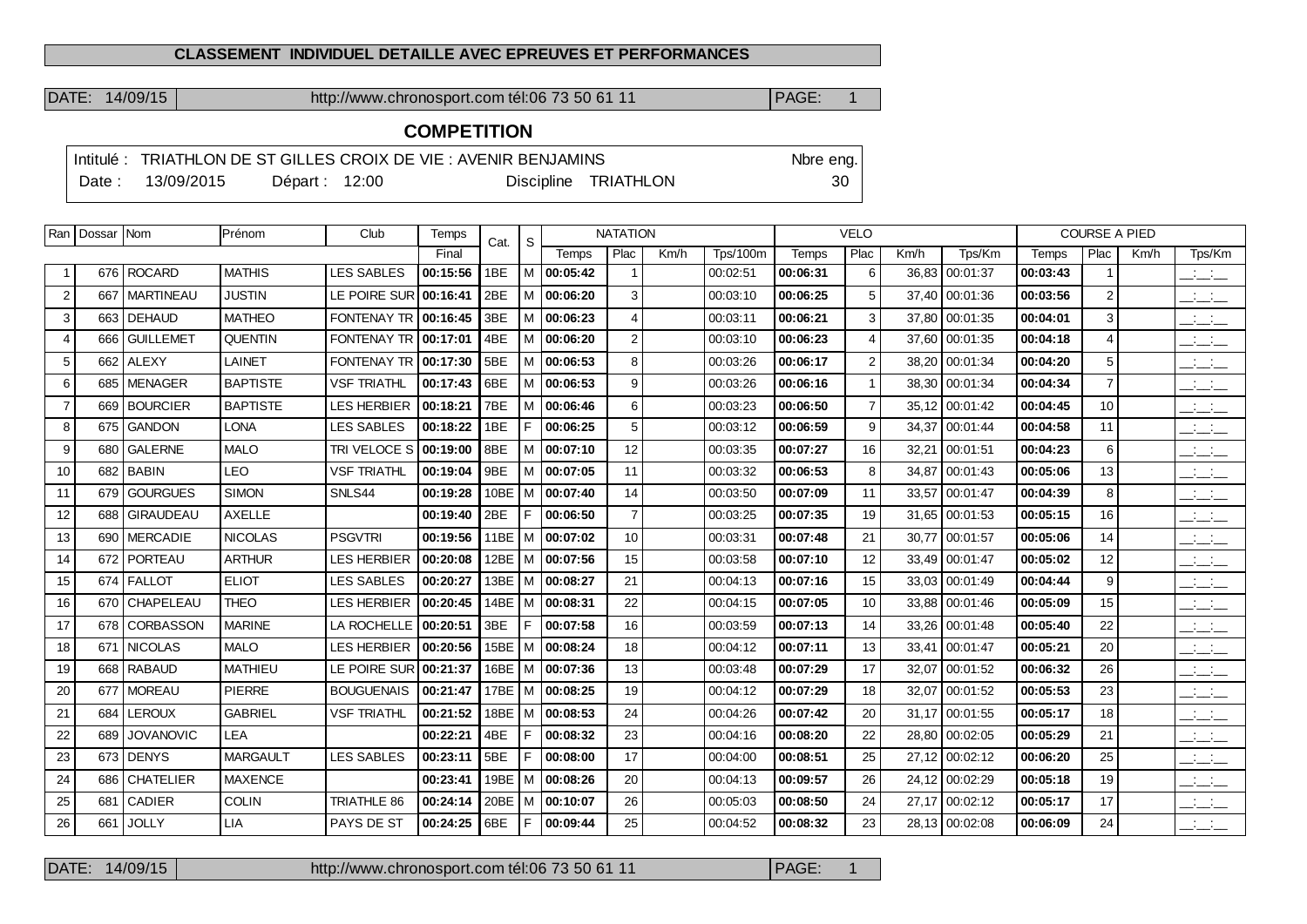## CLASSEMENT INDIVIDUEL DETAILLE AVEC EPREUVES ET PERFORMANCES

DATE: 14/09/15 http://www.chronosport.com tél:06 73 50 61 11 PAGE: 1

## COMPETITION

Intitulé : TRIATHLON DE ST GILLES CROIX DE VIE : AVENIR BENJAMINS — Nbre eng. 30

Date : 13/09/2015 Départ : 12:00 Discipline TRIATHLON

| Ran | Dossar | Nom | Prénom | Club | Temps | Cat. | S | NATATION | | | | VELO | | | | COURSE A PIED | | | |
|---|---|---|---|---|---|---|---|---|---|---|---|---|---|---|---|---|---|---|---|
| | | | | | Final | | | Temps | Plac | Km/h | Tps/100m | Temps | Plac | Km/h | Tps/Km | Temps | Plac | Km/h | Tps/Km |
| 1 | 676 | ROCARD | MATHIS | LES SABLES | 00:15:56 | 1BE | M | 00:05:42 | 1 | | 00:02:51 | 00:06:31 | 6 | 36,83 | 00:01:37 | 00:03:43 | 1 | | __:__:__ |
| 2 | 667 | MARTINEAU | JUSTIN | LE POIRE SUR | 00:16:41 | 2BE | M | 00:06:20 | 3 | | 00:03:10 | 00:06:25 | 5 | 37,40 | 00:01:36 | 00:03:56 | 2 | | __:__:__ |
| 3 | 663 | DEHAUD | MATHEO | FONTENAY TR | 00:16:45 | 3BE | M | 00:06:23 | 4 | | 00:03:11 | 00:06:21 | 3 | 37,80 | 00:01:35 | 00:04:01 | 3 | | __:__:__ |
| 4 | 666 | GUILLEMET | QUENTIN | FONTENAY TR | 00:17:01 | 4BE | M | 00:06:20 | 2 | | 00:03:10 | 00:06:23 | 4 | 37,60 | 00:01:35 | 00:04:18 | 4 | | __:__:__ |
| 5 | 662 | ALEXY | LAINET | FONTENAY TR | 00:17:30 | 5BE | M | 00:06:53 | 8 | | 00:03:26 | 00:06:17 | 2 | 38,20 | 00:01:34 | 00:04:20 | 5 | | __:__:__ |
| 6 | 685 | MENAGER | BAPTISTE | VSF TRIATHL | 00:17:43 | 6BE | M | 00:06:53 | 9 | | 00:03:26 | 00:06:16 | 1 | 38,30 | 00:01:34 | 00:04:34 | 7 | | __:__:__ |
| 7 | 669 | BOURCIER | BAPTISTE | LES HERBIER | 00:18:21 | 7BE | M | 00:06:46 | 6 | | 00:03:23 | 00:06:50 | 7 | 35,12 | 00:01:42 | 00:04:45 | 10 | | __:__:__ |
| 8 | 675 | GANDON | LONA | LES SABLES | 00:18:22 | 1BE | F | 00:06:25 | 5 | | 00:03:12 | 00:06:59 | 9 | 34,37 | 00:01:44 | 00:04:58 | 11 | | __:__:__ |
| 9 | 680 | GALERNE | MALO | TRI VELOCE S | 00:19:00 | 8BE | M | 00:07:10 | 12 | | 00:03:35 | 00:07:27 | 16 | 32,21 | 00:01:51 | 00:04:23 | 6 | | __:__:__ |
| 10 | 682 | BABIN | LEO | VSF TRIATHL | 00:19:04 | 9BE | M | 00:07:05 | 11 | | 00:03:32 | 00:06:53 | 8 | 34,87 | 00:01:43 | 00:05:06 | 13 | | __:__:__ |
| 11 | 679 | GOURGUES | SIMON | SNLS44 | 00:19:28 | 10BE | M | 00:07:40 | 14 | | 00:03:50 | 00:07:09 | 11 | 33,57 | 00:01:47 | 00:04:39 | 8 | | __:__:__ |
| 12 | 688 | GIRAUDEAU | AXELLE | | 00:19:40 | 2BE | F | 00:06:50 | 7 | | 00:03:25 | 00:07:35 | 19 | 31,65 | 00:01:53 | 00:05:15 | 16 | | __:__:__ |
| 13 | 690 | MERCADIE | NICOLAS | PSGVTRI | 00:19:56 | 11BE | M | 00:07:02 | 10 | | 00:03:31 | 00:07:48 | 21 | 30,77 | 00:01:57 | 00:05:06 | 14 | | __:__:__ |
| 14 | 672 | PORTEAU | ARTHUR | LES HERBIER | 00:20:08 | 12BE | M | 00:07:56 | 15 | | 00:03:58 | 00:07:10 | 12 | 33,49 | 00:01:47 | 00:05:02 | 12 | | __:__:__ |
| 15 | 674 | FALLOT | ELIOT | LES SABLES | 00:20:27 | 13BE | M | 00:08:27 | 21 | | 00:04:13 | 00:07:16 | 15 | 33,03 | 00:01:49 | 00:04:44 | 9 | | __:__:__ |
| 16 | 670 | CHAPELEAU | THEO | LES HERBIER | 00:20:45 | 14BE | M | 00:08:31 | 22 | | 00:04:15 | 00:07:05 | 10 | 33,88 | 00:01:46 | 00:05:09 | 15 | | __:__:__ |
| 17 | 678 | CORBASSON | MARINE | LA ROCHELLE | 00:20:51 | 3BE | F | 00:07:58 | 16 | | 00:03:59 | 00:07:13 | 14 | 33,26 | 00:01:48 | 00:05:40 | 22 | | __:__:__ |
| 18 | 671 | NICOLAS | MALO | LES HERBIER | 00:20:56 | 15BE | M | 00:08:24 | 18 | | 00:04:12 | 00:07:11 | 13 | 33,41 | 00:01:47 | 00:05:21 | 20 | | __:__:__ |
| 19 | 668 | RABAUD | MATHIEU | LE POIRE SUR | 00:21:37 | 16BE | M | 00:07:36 | 13 | | 00:03:48 | 00:07:29 | 17 | 32,07 | 00:01:52 | 00:06:32 | 26 | | __:__:__ |
| 20 | 677 | MOREAU | PIERRE | BOUGUENAIS | 00:21:47 | 17BE | M | 00:08:25 | 19 | | 00:04:12 | 00:07:29 | 18 | 32,07 | 00:01:52 | 00:05:53 | 23 | | __:__:__ |
| 21 | 684 | LEROUX | GABRIEL | VSF TRIATHL | 00:21:52 | 18BE | M | 00:08:53 | 24 | | 00:04:26 | 00:07:42 | 20 | 31,17 | 00:01:55 | 00:05:17 | 18 | | __:__:__ |
| 22 | 689 | JOVANOVIC | LEA | | 00:22:21 | 4BE | F | 00:08:32 | 23 | | 00:04:16 | 00:08:20 | 22 | 28,80 | 00:02:05 | 00:05:29 | 21 | | __:__:__ |
| 23 | 673 | DENYS | MARGAULT | LES SABLES | 00:23:11 | 5BE | F | 00:08:00 | 17 | | 00:04:00 | 00:08:51 | 25 | 27,12 | 00:02:12 | 00:06:20 | 25 | | __:__:__ |
| 24 | 686 | CHATELIER | MAXENCE | | 00:23:41 | 19BE | M | 00:08:26 | 20 | | 00:04:13 | 00:09:57 | 26 | 24,12 | 00:02:29 | 00:05:18 | 19 | | __:__:__ |
| 25 | 681 | CADIER | COLIN | TRIATHLE 86 | 00:24:14 | 20BE | M | 00:10:07 | 26 | | 00:05:03 | 00:08:50 | 24 | 27,17 | 00:02:12 | 00:05:17 | 17 | | __:__:__ |
| 26 | 661 | JOLLY | LIA | PAYS DE ST | 00:24:25 | 6BE | F | 00:09:44 | 25 | | 00:04:52 | 00:08:32 | 23 | 28,13 | 00:02:08 | 00:06:09 | 24 | | __:__:__ |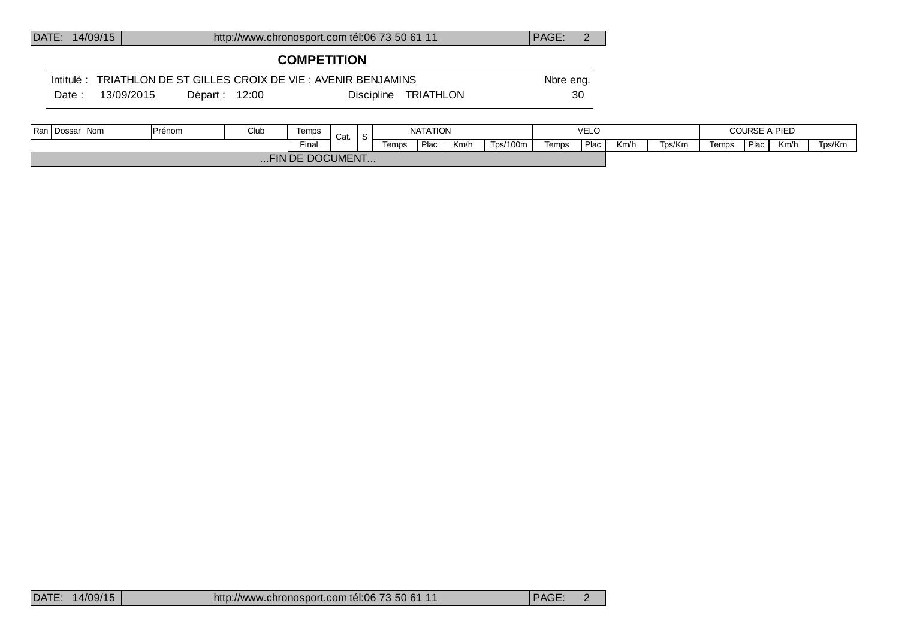## COMPETITION

| Intitulé : | TRIATHLON DE ST GILLES CROIX DE VIE : AVENIR BENJAMINS | | Nbre eng. |
|---|---|---|---|
| Date : | 13/09/2015 | Départ : 12:00 | Discipline TRIATHLON | 30 |

| Ran | Dossar | Nom | Prénom | Club | Temps | Cat. | S | NATATION | | | | VELO | | | | COURSE A PIED | | | |
|---|---|---|---|---|---|---|---|---|---|---|---|---|---|---|---|---|---|---|---|
| | | | | | Final | | | Temps | Plac | Km/h | Tps/100m | Temps | Plac | Km/h | Tps/Km | Temps | Plac | Km/h | Tps/Km |

...FIN DE DOCUMENT...